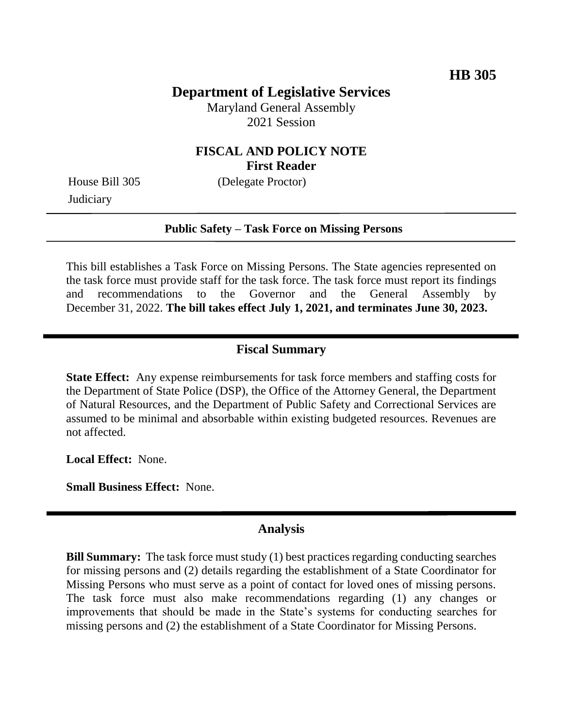**HB 305**

# Department of Legislative Services

Maryland General Assembly
2021 Session

## FISCAL AND POLICY NOTE
**First Reader**

House Bill 305 (Delegate Proctor)
Judiciary

**Public Safety – Task Force on Missing Persons**

This bill establishes a Task Force on Missing Persons. The State agencies represented on the task force must provide staff for the task force. The task force must report its findings and recommendations to the Governor and the General Assembly by December 31, 2022. **The bill takes effect July 1, 2021, and terminates June 30, 2023.**

## Fiscal Summary

**State Effect:** Any expense reimbursements for task force members and staffing costs for the Department of State Police (DSP), the Office of the Attorney General, the Department of Natural Resources, and the Department of Public Safety and Correctional Services are assumed to be minimal and absorbable within existing budgeted resources. Revenues are not affected.

**Local Effect:** None.

**Small Business Effect:** None.

## Analysis

**Bill Summary:** The task force must study (1) best practices regarding conducting searches for missing persons and (2) details regarding the establishment of a State Coordinator for Missing Persons who must serve as a point of contact for loved ones of missing persons. The task force must also make recommendations regarding (1) any changes or improvements that should be made in the State's systems for conducting searches for missing persons and (2) the establishment of a State Coordinator for Missing Persons.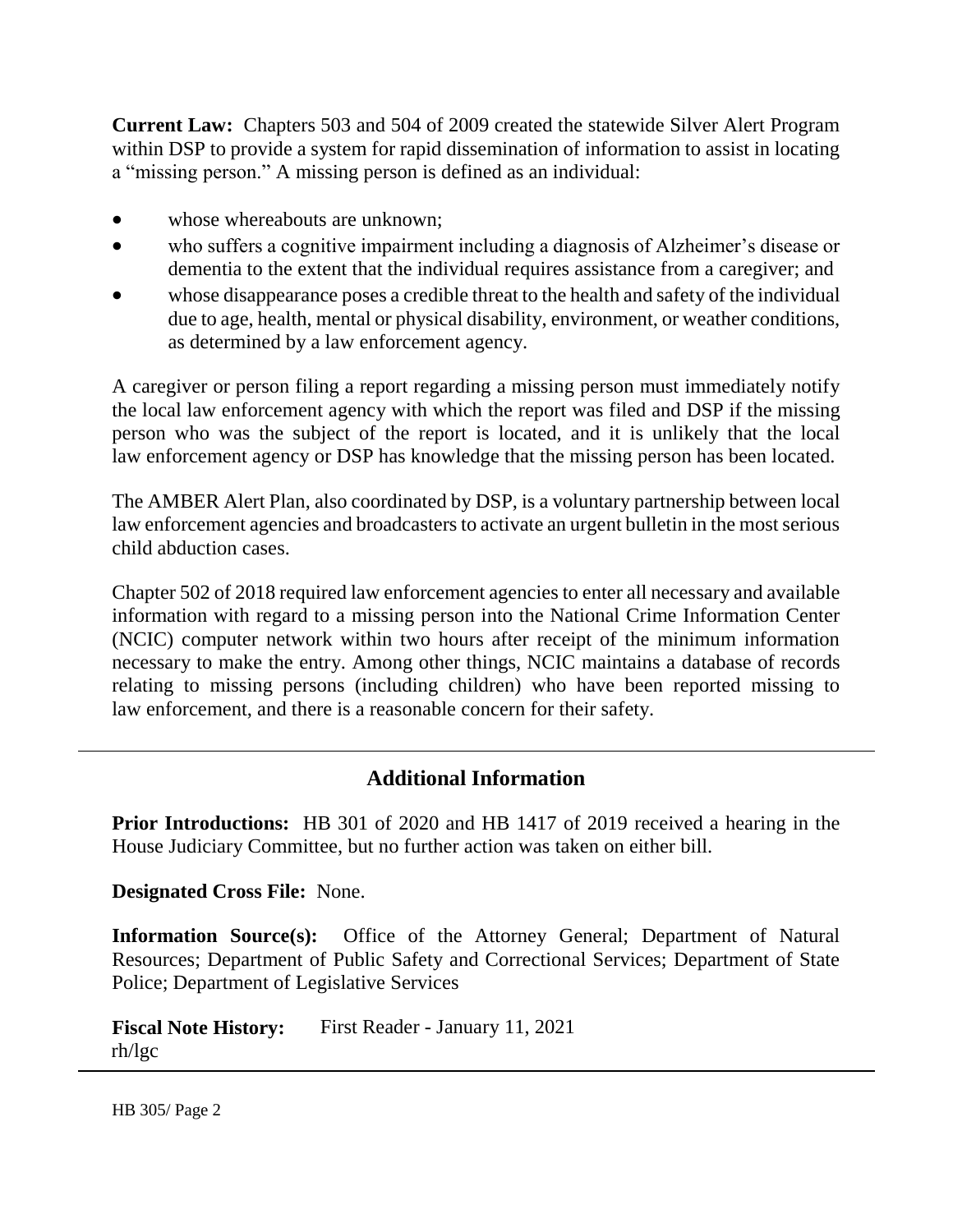**Current Law:** Chapters 503 and 504 of 2009 created the statewide Silver Alert Program within DSP to provide a system for rapid dissemination of information to assist in locating a "missing person." A missing person is defined as an individual:

- whose whereabouts are unknown;
- who suffers a cognitive impairment including a diagnosis of Alzheimer's disease or dementia to the extent that the individual requires assistance from a caregiver; and
- whose disappearance poses a credible threat to the health and safety of the individual due to age, health, mental or physical disability, environment, or weather conditions, as determined by a law enforcement agency.

A caregiver or person filing a report regarding a missing person must immediately notify the local law enforcement agency with which the report was filed and DSP if the missing person who was the subject of the report is located, and it is unlikely that the local law enforcement agency or DSP has knowledge that the missing person has been located.

The AMBER Alert Plan, also coordinated by DSP, is a voluntary partnership between local law enforcement agencies and broadcasters to activate an urgent bulletin in the most serious child abduction cases.

Chapter 502 of 2018 required law enforcement agencies to enter all necessary and available information with regard to a missing person into the National Crime Information Center (NCIC) computer network within two hours after receipt of the minimum information necessary to make the entry. Among other things, NCIC maintains a database of records relating to missing persons (including children) who have been reported missing to law enforcement, and there is a reasonable concern for their safety.

## Additional Information

**Prior Introductions:** HB 301 of 2020 and HB 1417 of 2019 received a hearing in the House Judiciary Committee, but no further action was taken on either bill.

**Designated Cross File:** None.

**Information Source(s):** Office of the Attorney General; Department of Natural Resources; Department of Public Safety and Correctional Services; Department of State Police; Department of Legislative Services

**Fiscal Note History:** First Reader - January 11, 2021
rh/lgc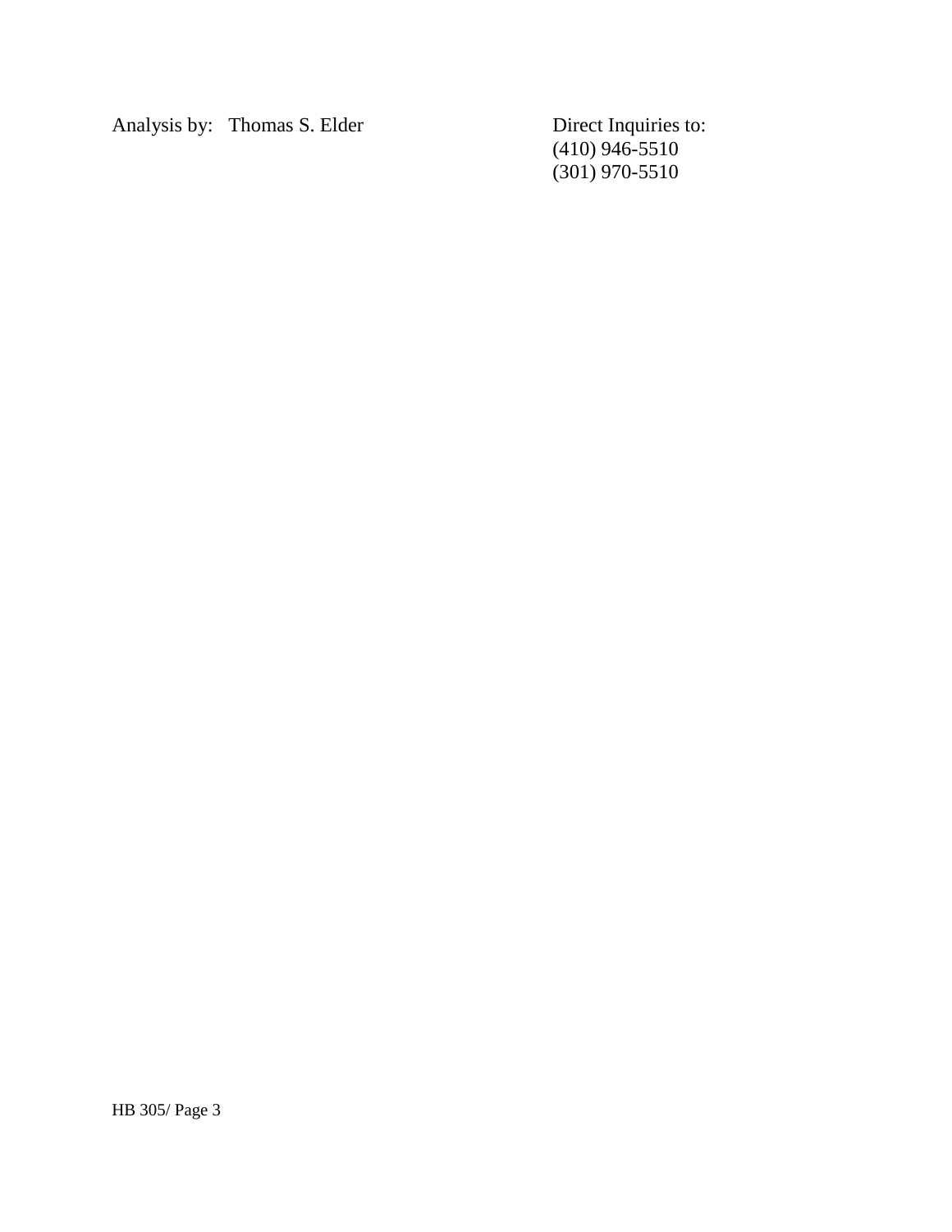Analysis by: Thomas S. Elder

Direct Inquiries to:
(410) 946-5510
(301) 970-5510